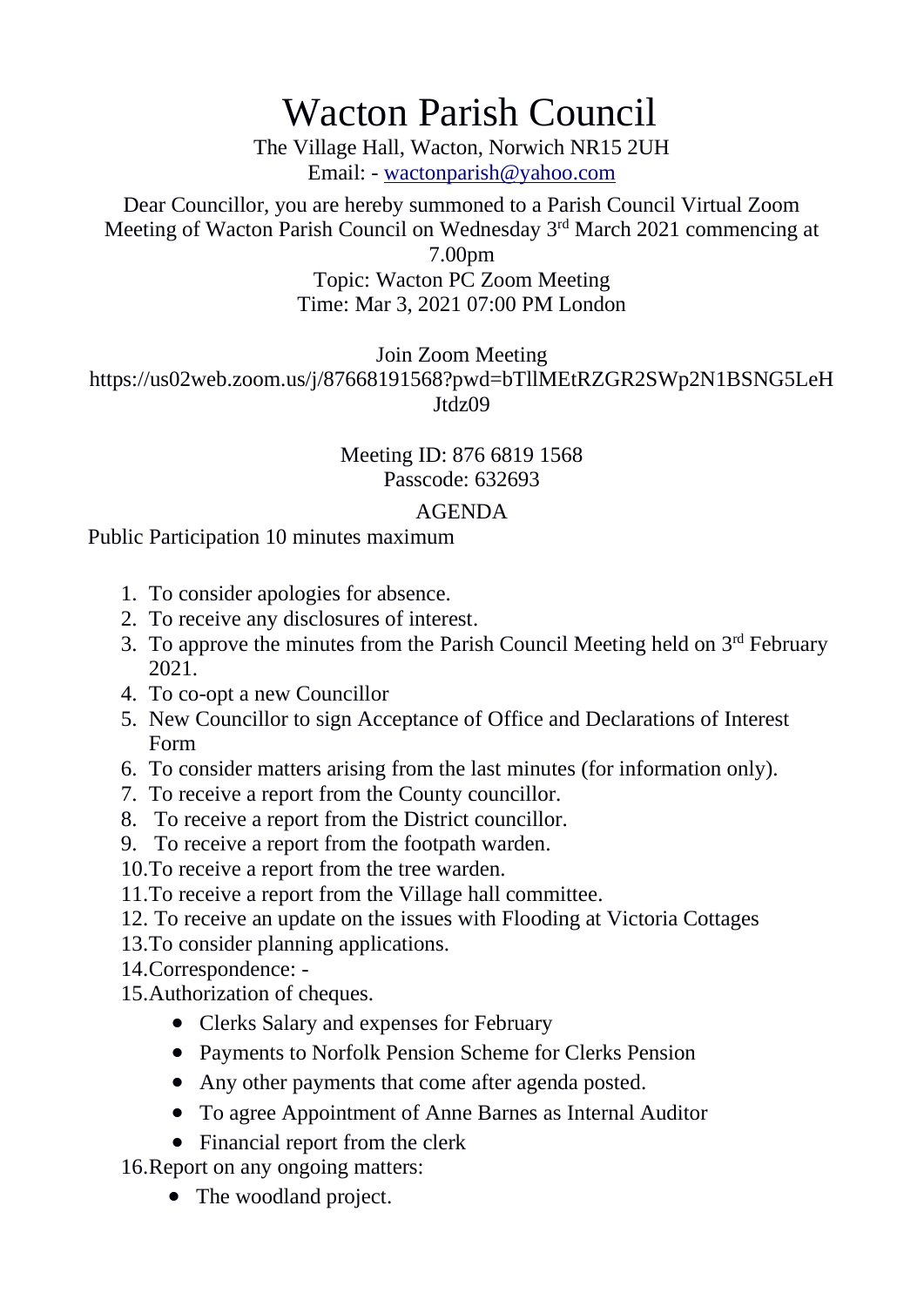# Wacton Parish Council

The Village Hall, Wacton, Norwich NR15 2UH
Email: - wactonparish@yahoo.com

Dear Councillor, you are hereby summoned to a Parish Council Virtual Zoom Meeting of Wacton Parish Council on Wednesday 3rd March 2021 commencing at 7.00pm
Topic: Wacton PC Zoom Meeting
Time: Mar 3, 2021 07:00 PM London

Join Zoom Meeting
https://us02web.zoom.us/j/87668191568?pwd=bTllMEtRZGR2SWp2N1BSNG5LeHJtdz09

Meeting ID: 876 6819 1568
Passcode: 632693

AGENDA

Public Participation 10 minutes maximum

1. To consider apologies for absence.
2. To receive any disclosures of interest.
3. To approve the minutes from the Parish Council Meeting held on 3rd February 2021.
4. To co-opt a new Councillor
5. New Councillor to sign Acceptance of Office and Declarations of Interest Form
6. To consider matters arising from the last minutes (for information only).
7. To receive a report from the County councillor.
8. To receive a report from the District councillor.
9. To receive a report from the footpath warden.
10. To receive a report from the tree warden.
11. To receive a report from the Village hall committee.
12. To receive an update on the issues with Flooding at Victoria Cottages
13. To consider planning applications.
14. Correspondence: -
15. Authorization of cheques.
    - Clerks Salary and expenses for February
    - Payments to Norfolk Pension Scheme for Clerks Pension
    - Any other payments that come after agenda posted.
    - To agree Appointment of Anne Barnes as Internal Auditor
    - Financial report from the clerk
16. Report on any ongoing matters:
    - The woodland project.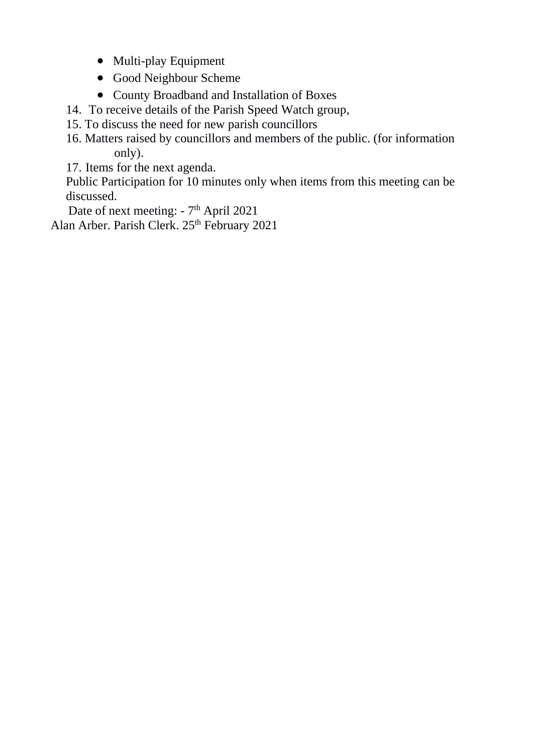- Multi-play Equipment
- Good Neighbour Scheme
- County Broadband and Installation of Boxes

14. To receive details of the Parish Speed Watch group,
15. To discuss the need for new parish councillors
16. Matters raised by councillors and members of the public. (for information only).
17. Items for the next agenda.

Public Participation for 10 minutes only when items from this meeting can be discussed.

Date of next meeting: - 7th April 2021

Alan Arber. Parish Clerk. 25th February 2021